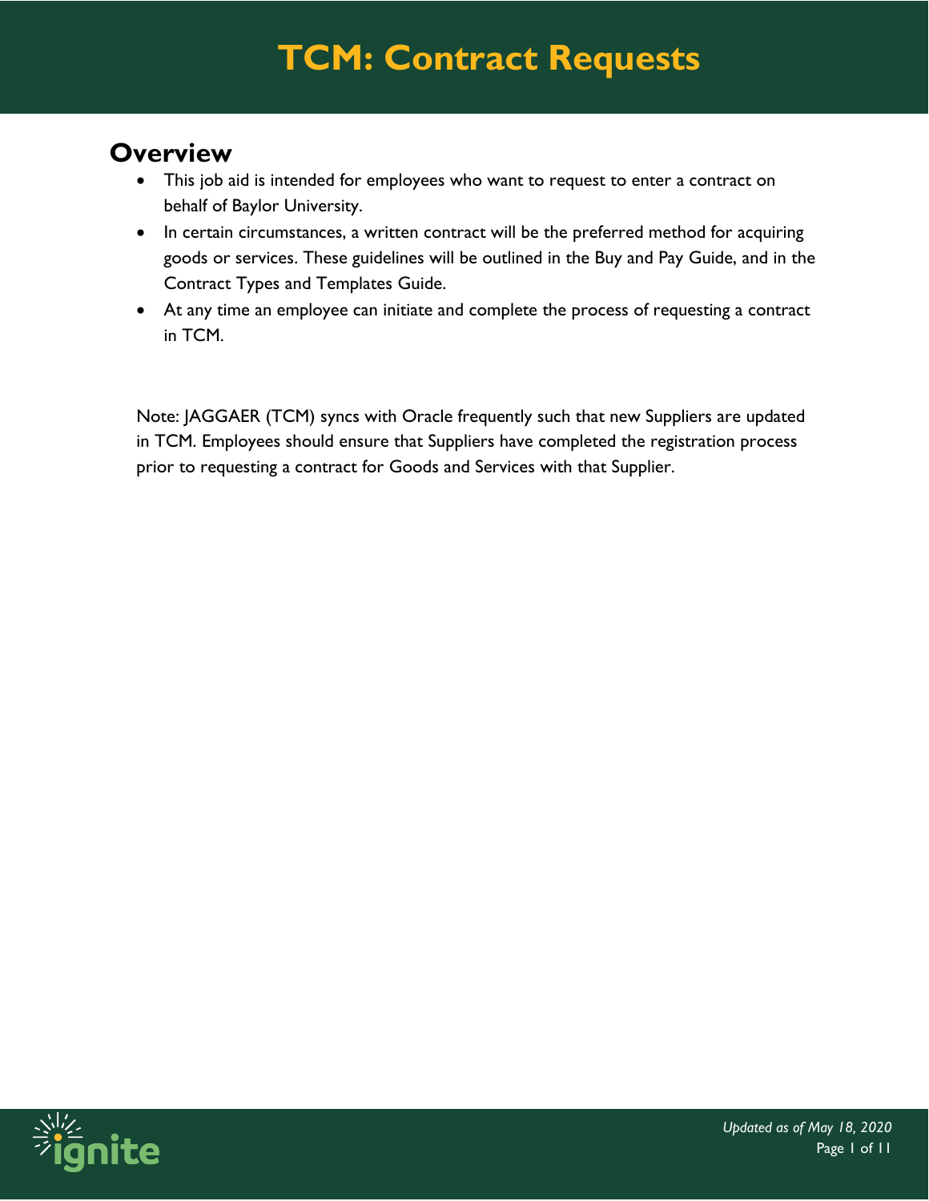# TCM: Contract Requests

## Overview

- This job aid is intended for employees who want to request to enter a contract on behalf of Baylor University.
- In certain circumstances, a written contract will be the preferred method for acquiring goods or services. These guidelines will be outlined in the Buy and Pay Guide, and in the Contract Types and Templates Guide.
- At any time an employee can initiate and complete the process of requesting a contract in TCM.

Note: JAGGAER (TCM) syncs with Oracle frequently such that new Suppliers are updated in TCM. Employees should ensure that Suppliers have completed the registration process prior to requesting a contract for Goods and Services with that Supplier.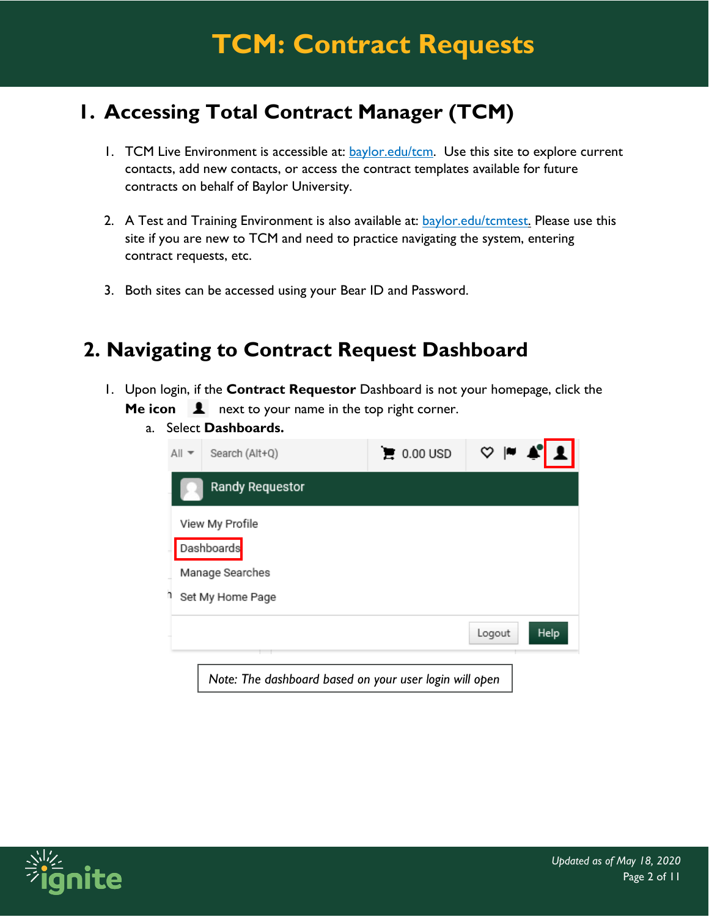# TCM: Contract Requests

## 1. Accessing Total Contract Manager (TCM)

1. TCM Live Environment is accessible at: [baylor.edu/tcm](baylor.edu/tcm). Use this site to explore current contacts, add new contacts, or access the contract templates available for future contracts on behalf of Baylor University.

2. A Test and Training Environment is also available at: [baylor.edu/tcmtest](baylor.edu/tcmtest). Please use this site if you are new to TCM and need to practice navigating the system, entering contract requests, etc.

3. Both sites can be accessed using your Bear ID and Password.

## 2. Navigating to Contract Request Dashboard

1. Upon login, if the **Contract Requestor** Dashboard is not your homepage, click the **Me icon** next to your name in the top right corner.
   a. Select **Dashboards.**

*Note: The dashboard based on your user login will open*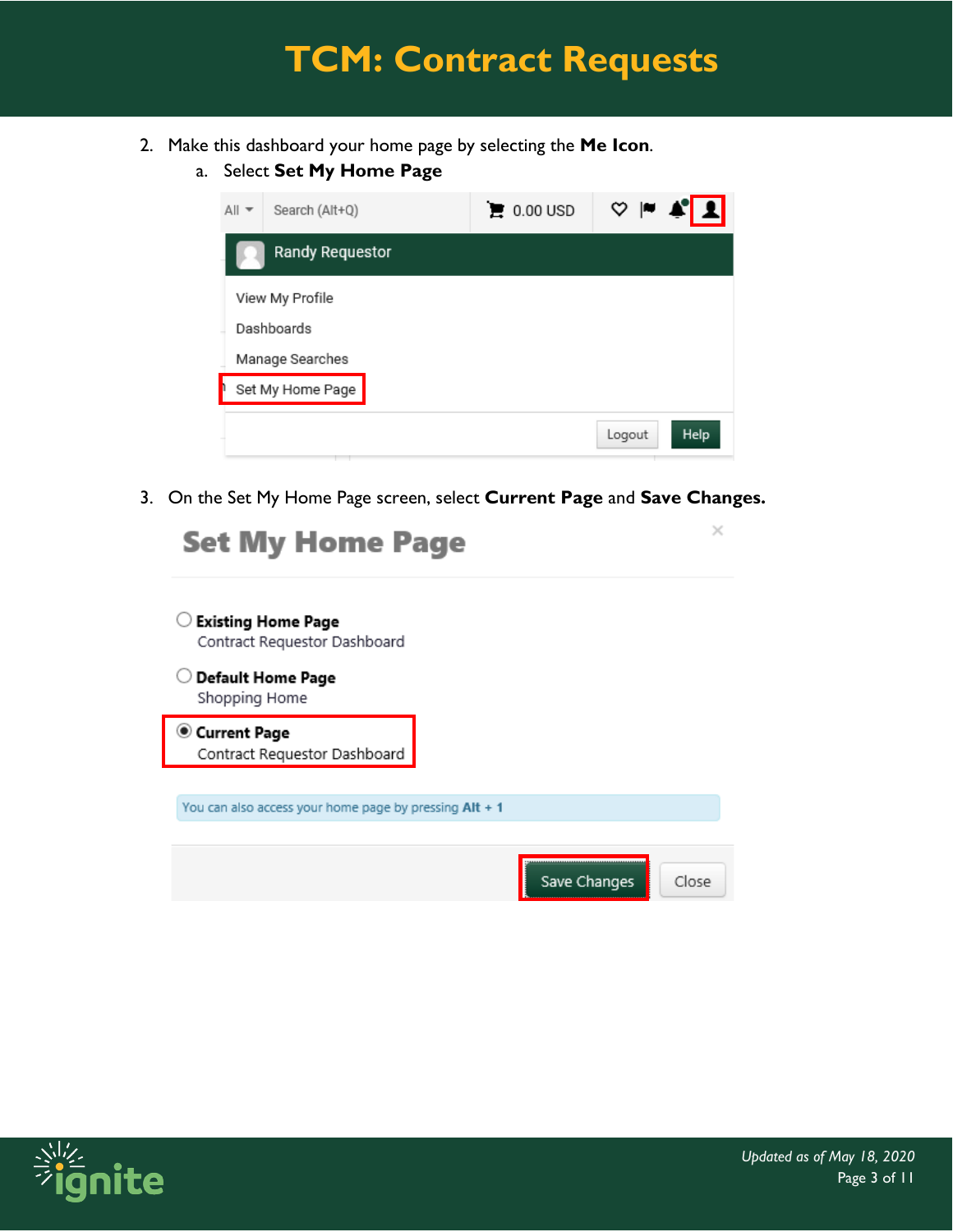2. Make this dashboard your home page by selecting the **Me Icon**.
   a. Select **Set My Home Page**

3. On the Set My Home Page screen, select **Current Page** and **Save Changes.**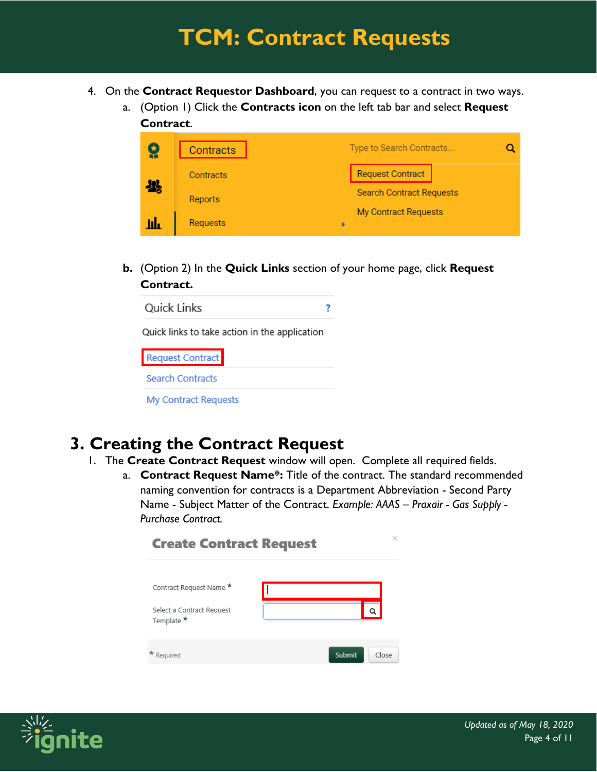4. On the **Contract Requestor Dashboard**, you can request to a contract in two ways.
   a. (Option 1) Click the **Contracts icon** on the left tab bar and select **Request Contract**.

   b. (Option 2) In the **Quick Links** section of your home page, click **Request Contract.**

## 3. Creating the Contract Request

1. The **Create Contract Request** window will open. Complete all required fields.
   a. **Contract Request Name*:** Title of the contract. The standard recommended naming convention for contracts is a Department Abbreviation - Second Party Name - Subject Matter of the Contract. *Example: AAAS – Praxair - Gas Supply - Purchase Contract.*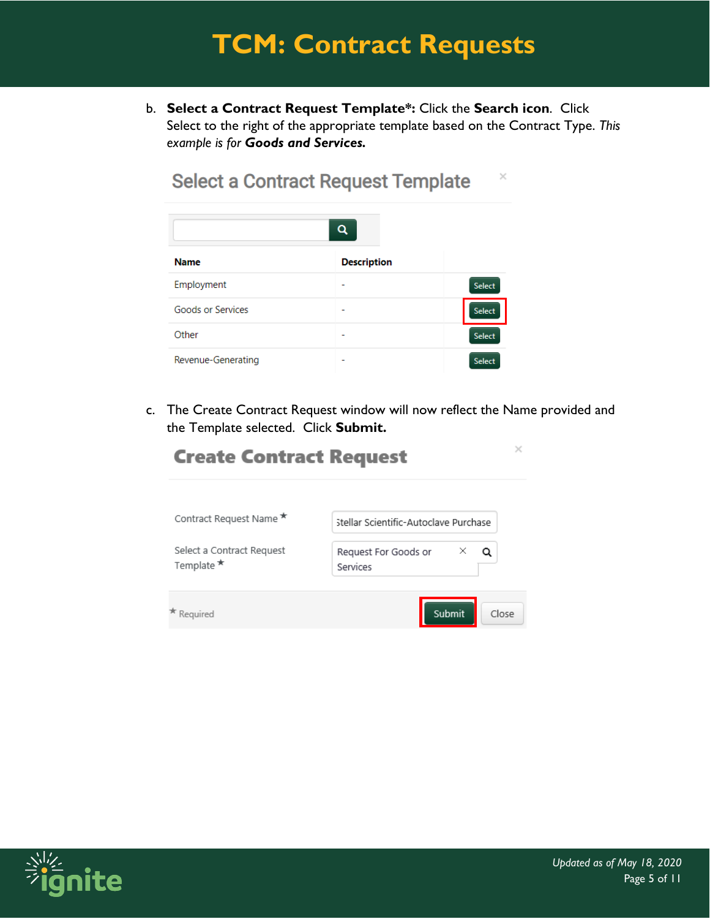b. **Select a Contract Request Template\*:** Click the **Search icon**. Click Select to the right of the appropriate template based on the Contract Type. *This example is for* ***Goods and Services.***

Select a Contract Request Template

| Name | Description | |
|---|---|---|
| Employment | - | Select |
| Goods or Services | - | Select |
| Other | - | Select |
| Revenue-Generating | - | Select |

c. The Create Contract Request window will now reflect the Name provided and the Template selected. Click **Submit.**

Create Contract Request

Contract Request Name \*: Stellar Scientific-Autoclave Purchase

Select a Contract Request Template \*: Request For Goods or Services

\* Required

Submit | Close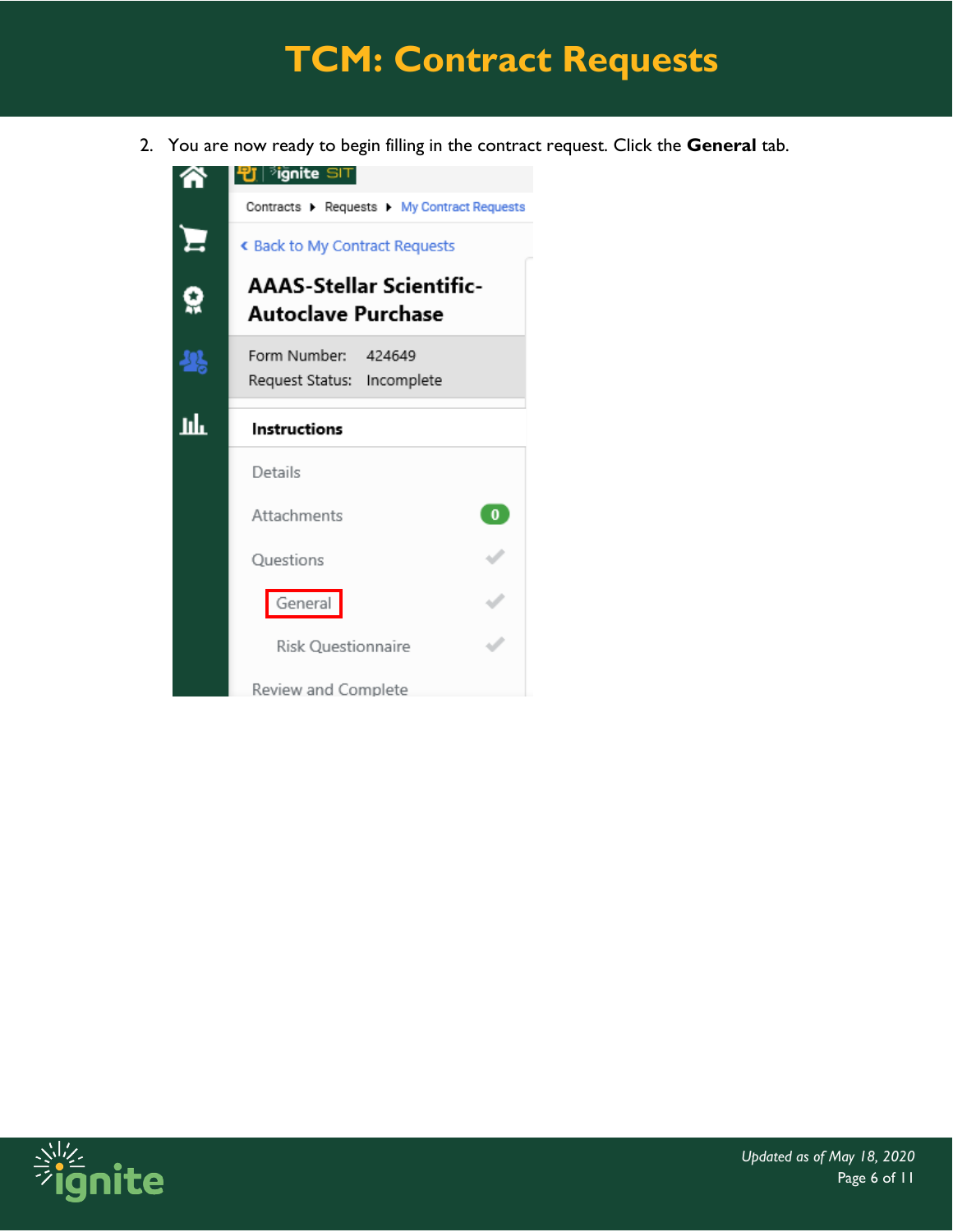2. You are now ready to begin filling in the contract request. Click the **General** tab.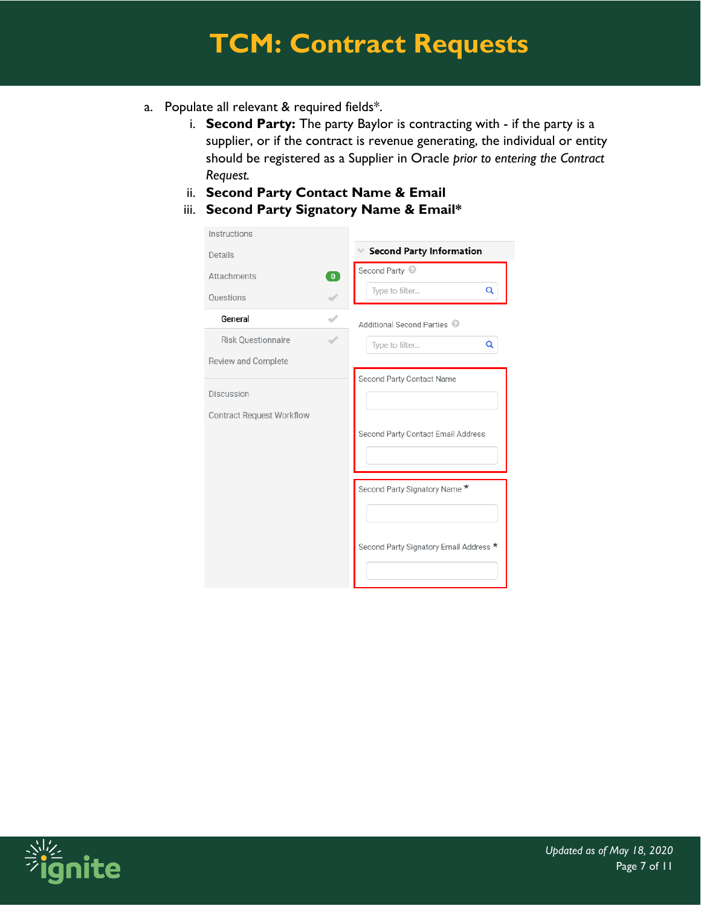# TCM: Contract Requests

a. Populate all relevant & required fields*.

   i. **Second Party:** The party Baylor is contracting with - if the party is a supplier, or if the contract is revenue generating, the individual or entity should be registered as a Supplier in Oracle *prior to entering the Contract Request.*

   ii. **Second Party Contact Name & Email**

   iii. **Second Party Signatory Name & Email***

Instructions
Details
Attachments 0
Questions
General
Risk Questionnaire
Review and Complete
Discussion
Contract Request Workflow

Second Party Information

Second Party
Type to filter...

Additional Second Parties
Type to filter...

Second Party Contact Name

Second Party Contact Email Address

Second Party Signatory Name *

Second Party Signatory Email Address *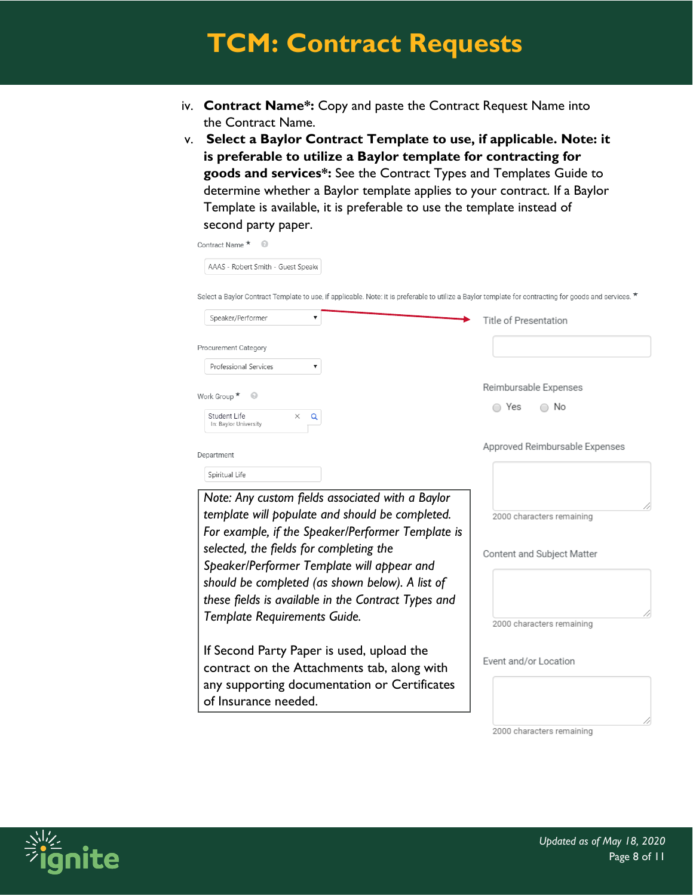iv. **Contract Name*:** Copy and paste the Contract Request Name into the Contract Name.

v. **Select a Baylor Contract Template to use, if applicable. Note: it is preferable to utilize a Baylor template for contracting for goods and services*:** See the Contract Types and Templates Guide to determine whether a Baylor template applies to your contract. If a Baylor Template is available, it is preferable to use the template instead of second party paper.

Contract Name *

AAAS - Robert Smith - Guest Speake

Select a Baylor Contract Template to use, if applicable. Note: it is preferable to utilize a Baylor template for contracting for goods and services. *

Speaker/Performer

Procurement Category

Professional Services

Work Group *

Student Life
In: Baylor University

Department

Spiritual Life

Title of Presentation

Reimbursable Expenses

Yes No

Approved Reimbursable Expenses

2000 characters remaining

Content and Subject Matter

2000 characters remaining

Event and/or Location

2000 characters remaining

*Note: Any custom fields associated with a Baylor template will populate and should be completed. For example, if the Speaker/Performer Template is selected, the fields for completing the Speaker/Performer Template will appear and should be completed (as shown below). A list of these fields is available in the Contract Types and Template Requirements Guide.*

If Second Party Paper is used, upload the contract on the Attachments tab, along with any supporting documentation or Certificates of Insurance needed.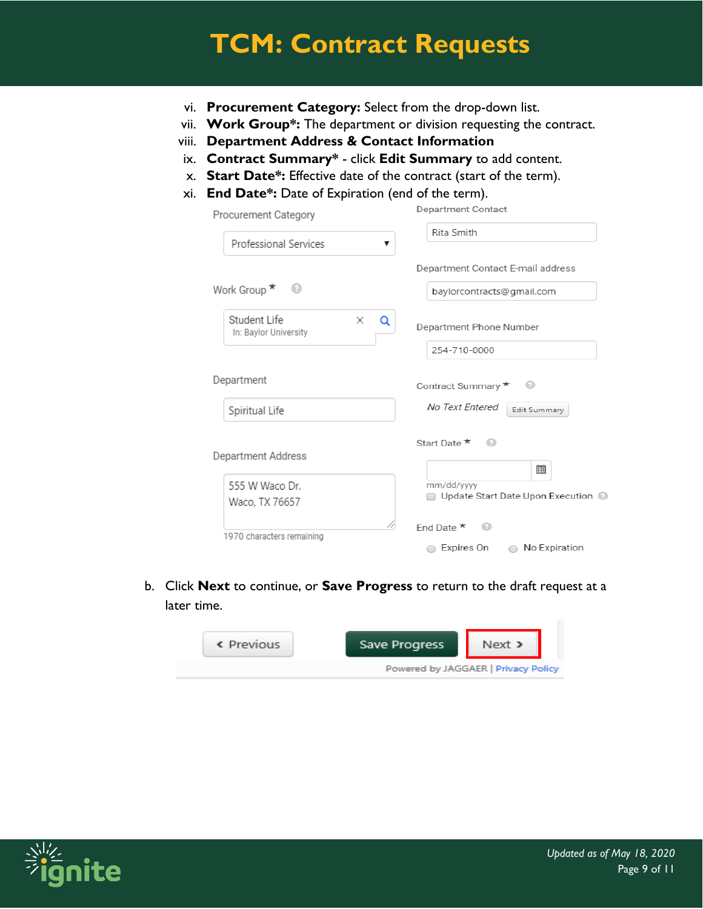# TCM: Contract Requests

vi. **Procurement Category:** Select from the drop-down list.
vii. **Work Group*:** The department or division requesting the contract.
viii. **Department Address & Contact Information**
ix. **Contract Summary*** - click **Edit Summary** to add content.
x. **Start Date*:** Effective date of the contract (start of the term).
xi. **End Date*:** Date of Expiration (end of the term).

Procurement Category: Professional Services

Work Group *: Student Life (In: Baylor University)

Department: Spiritual Life

Department Address: 555 W Waco Dr. Waco, TX 76657 (1970 characters remaining)

Department Contact: Rita Smith

Department Contact E-mail address: baylorcontracts@gmail.com

Department Phone Number: 254-710-0000

Contract Summary *: No Text Entered — Edit Summary

Start Date *: mm/dd/yyyy — Update Start Date Upon Execution

End Date *: Expires On / No Expiration

b. Click **Next** to continue, or **Save Progress** to return to the draft request at a later time.

‹ Previous | Save Progress | Next ›

Powered by JAGGAER | Privacy Policy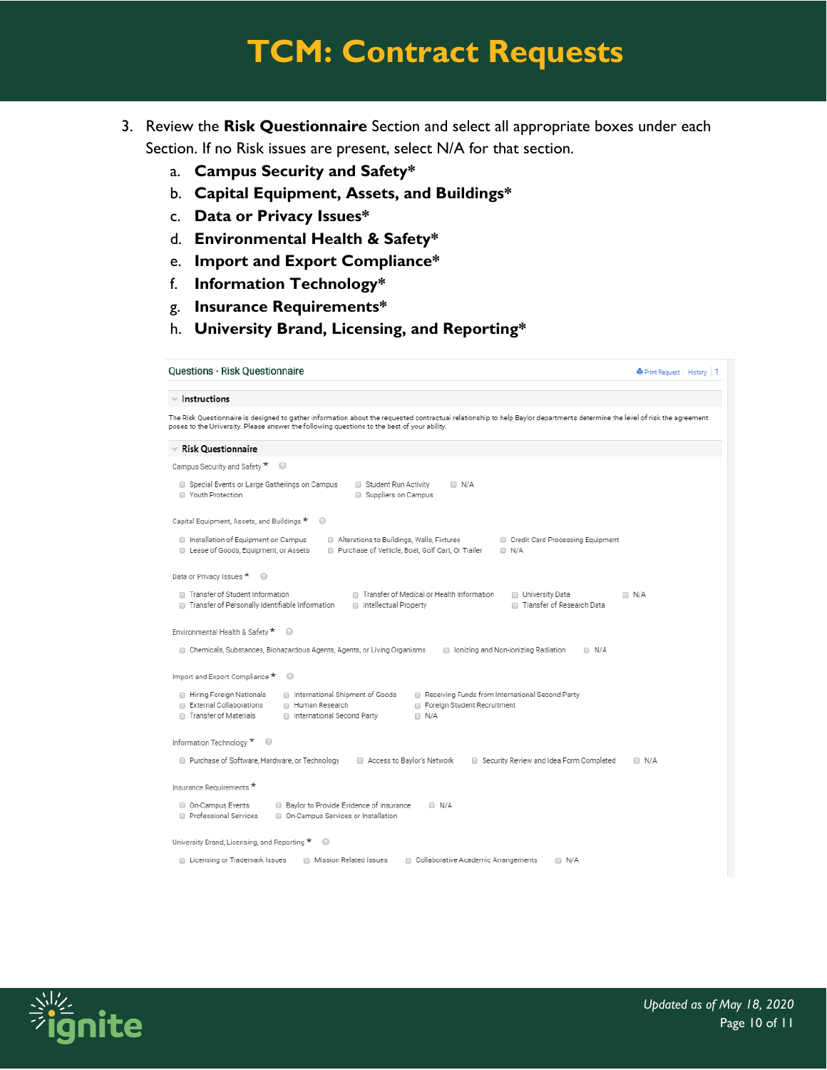3. Review the **Risk Questionnaire** Section and select all appropriate boxes under each Section. If no Risk issues are present, select N/A for that section.
   a. **Campus Security and Safety***
   b. **Capital Equipment, Assets, and Buildings***
   c. **Data or Privacy Issues***
   d. **Environmental Health & Safety***
   e. **Import and Export Compliance***
   f. **Information Technology***
   g. **Insurance Requirements***
   h. **University Brand, Licensing, and Reporting***

Questions - Risk Questionnaire

Print Request | History | ?

**Instructions**

The Risk Questionnaire is designed to gather information about the requested contractual relationship to help Baylor departments determine the level of risk the agreement poses to the University. Please answer the following questions to the best of your ability.

**Risk Questionnaire**

Campus Security and Safety *

- [ ] Special Events or Large Gatherings on Campus
- [ ] Youth Protection
- [ ] Student Run Activity
- [ ] Suppliers on Campus
- [ ] N/A

Capital Equipment, Assets, and Buildings *

- [ ] Installation of Equipment on Campus
- [ ] Lease of Goods, Equipment, or Assets
- [ ] Alterations to Buildings, Walls, Fixtures
- [ ] Purchase of Vehicle, Boat, Golf Cart, Or Trailer
- [ ] Credit Card Processing Equipment
- [ ] N/A

Data or Privacy Issues *

- [ ] Transfer of Student Information
- [ ] Transfer of Personally Identifiable Information
- [ ] Transfer of Medical or Health Information
- [ ] Intellectual Property
- [ ] University Data
- [ ] Transfer of Research Data
- [ ] N/A

Environmental Health & Safety *

- [ ] Chemicals, Substances, Biohazardous Agents, Agents, or Living Organisms
- [ ] Ionizing and Non-ionizing Radiation
- [ ] N/A

Import and Export Compliance *

- [ ] Hiring Foreign Nationals
- [ ] External Collaborations
- [ ] Transfer of Materials
- [ ] International Shipment of Goods
- [ ] Human Research
- [ ] International Second Party
- [ ] Receiving Funds from International Second Party
- [ ] Foreign Student Recruitment
- [ ] N/A

Information Technology *

- [ ] Purchase of Software, Hardware, or Technology
- [ ] Access to Baylor's Network
- [ ] Security Review and Idea Form Completed
- [ ] N/A

Insurance Requirements *

- [ ] On-Campus Events
- [ ] Professional Services
- [ ] Baylor to Provide Evidence of Insurance
- [ ] On-Campus Services or Installation
- [ ] N/A

University Brand, Licensing, and Reporting *

- [ ] Licensing or Trademark Issues
- [ ] Mission Related Issues
- [ ] Collaborative Academic Arrangements
- [ ] N/A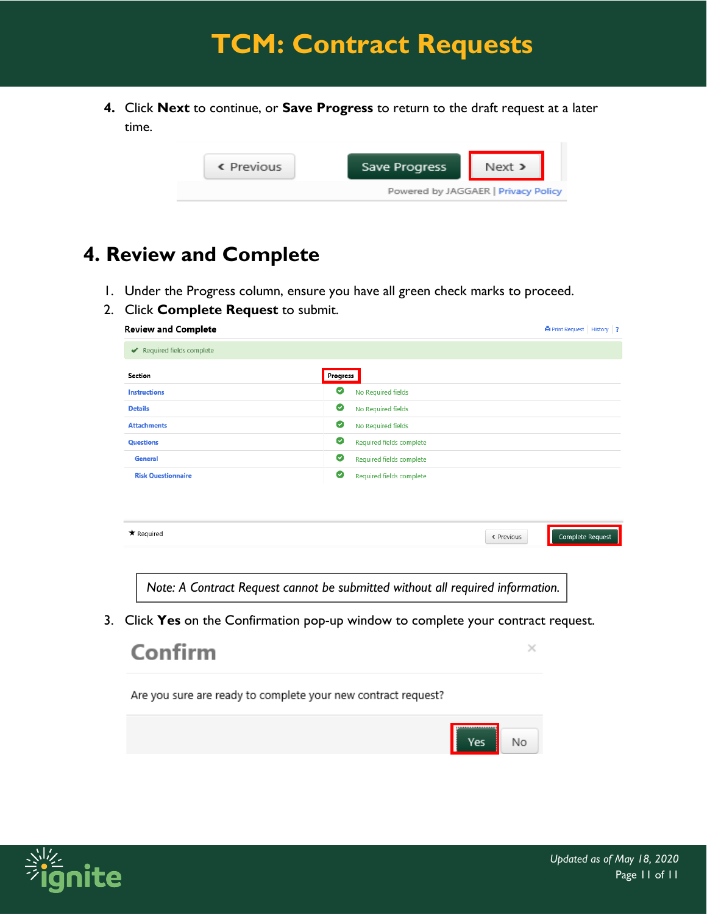4. Click **Next** to continue, or **Save Progress** to return to the draft request at a later time.

## 4. Review and Complete

1. Under the Progress column, ensure you have all green check marks to proceed.
2. Click **Complete Request** to submit.

*Note: A Contract Request cannot be submitted without all required information.*

3. Click **Yes** on the Confirmation pop-up window to complete your contract request.

*Updated as of May 18, 2020*